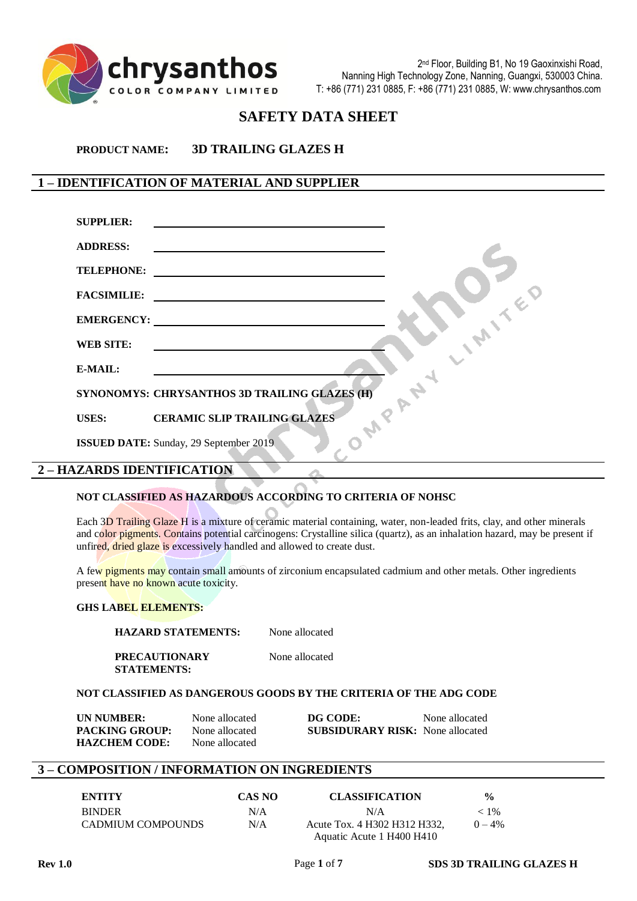**chrysanthos** COLOR COMPANY LIMITED

2nd Floor, Building B1, No 19 Gaoxinxishi Road, Nanning High Technology Zone, Nanning, Guangxi, 530003 China.
T: +86 (771) 231 0885, F: +86 (771) 231 0885, W: www.chrysanthos.com

# SAFETY DATA SHEET

**PRODUCT NAME:** **3D TRAILING GLAZES H**

## 1 – IDENTIFICATION OF MATERIAL AND SUPPLIER

**SUPPLIER:** \_\_\_\_\_\_\_\_\_\_\_\_\_\_\_\_\_\_\_\_

**ADDRESS:** \_\_\_\_\_\_\_\_\_\_\_\_\_\_\_\_\_\_\_\_

**TELEPHONE:** \_\_\_\_\_\_\_\_\_\_\_\_\_\_\_\_\_\_\_\_

**FACSIMILIE:** \_\_\_\_\_\_\_\_\_\_\_\_\_\_\_\_\_\_\_\_

**EMERGENCY:** \_\_\_\_\_\_\_\_\_\_\_\_\_\_\_\_\_\_\_\_

**WEB SITE:** \_\_\_\_\_\_\_\_\_\_\_\_\_\_\_\_\_\_\_\_

**E-MAIL:** \_\_\_\_\_\_\_\_\_\_\_\_\_\_\_\_\_\_\_\_

**SYNONOMYS: CHRYSANTHOS 3D TRAILING GLAZES (H)**

**USES:** **CERAMIC SLIP TRAILING GLAZES**

**ISSUED DATE:** Sunday, 29 September 2019

## 2 – HAZARDS IDENTIFICATION

**NOT CLASSIFIED AS HAZARDOUS ACCORDING TO CRITERIA OF NOHSC**

Each 3D Trailing Glaze H is a mixture of ceramic material containing, water, non-leaded frits, clay, and other minerals and color pigments. Contains potential carcinogens: Crystalline silica (quartz), as an inhalation hazard, may be present if unfired, dried glaze is excessively handled and allowed to create dust.

A few pigments may contain small amounts of zirconium encapsulated cadmium and other metals. Other ingredients present have no known acute toxicity.

**GHS LABEL ELEMENTS:**

**HAZARD STATEMENTS:** None allocated

**PRECAUTIONARY STATEMENTS:** None allocated

**NOT CLASSIFIED AS DANGEROUS GOODS BY THE CRITERIA OF THE ADG CODE**

**UN NUMBER:** None allocated
**PACKING GROUP:** None allocated
**HAZCHEM CODE:** None allocated
**DG CODE:** None allocated
**SUBSIDURARY RISK:** None allocated

## 3 – COMPOSITION / INFORMATION ON INGREDIENTS

| ENTITY | CAS NO | CLASSIFICATION | % |
|---|---|---|---|
| BINDER | N/A | N/A | < 1% |
| CADMIUM COMPOUNDS | N/A | Acute Tox. 4 H302 H312 H332, Aquatic Acute 1 H400 H410 | 0 – 4% |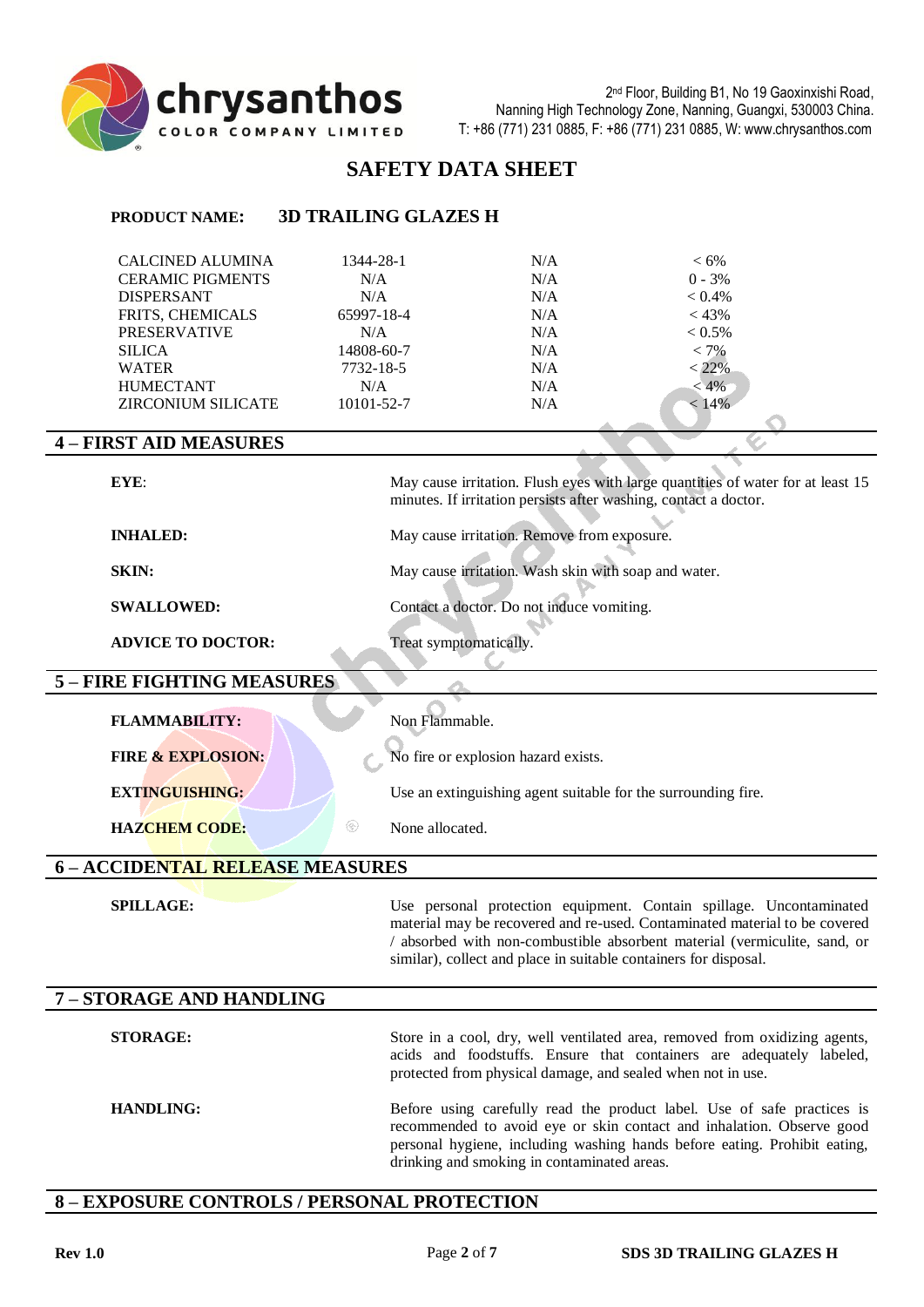# SAFETY DATA SHEET

**PRODUCT NAME:** **3D TRAILING GLAZES H**

| | | | |
|---|---|---|---|
| CALCINED ALUMINA | 1344-28-1 | N/A | < 6% |
| CERAMIC PIGMENTS | N/A | N/A | 0 - 3% |
| DISPERSANT | N/A | N/A | < 0.4% |
| FRITS, CHEMICALS | 65997-18-4 | N/A | < 43% |
| PRESERVATIVE | N/A | N/A | < 0.5% |
| SILICA | 14808-60-7 | N/A | < 7% |
| WATER | 7732-18-5 | N/A | < 22% |
| HUMECTANT | N/A | N/A | < 4% |
| ZIRCONIUM SILICATE | 10101-52-7 | N/A | < 14% |

## 4 – FIRST AID MEASURES

**EYE:** May cause irritation. Flush eyes with large quantities of water for at least 15 minutes. If irritation persists after washing, contact a doctor.

**INHALED:** May cause irritation. Remove from exposure.

**SKIN:** May cause irritation. Wash skin with soap and water.

**SWALLOWED:** Contact a doctor. Do not induce vomiting.

**ADVICE TO DOCTOR:** Treat symptomatically.

## 5 – FIRE FIGHTING MEASURES

**FLAMMABILITY:** Non Flammable.

**FIRE & EXPLOSION:** No fire or explosion hazard exists.

**EXTINGUISHING:** Use an extinguishing agent suitable for the surrounding fire.

**HAZCHEM CODE:** None allocated.

## 6 – ACCIDENTAL RELEASE MEASURES

**SPILLAGE:** Use personal protection equipment. Contain spillage. Uncontaminated material may be recovered and re-used. Contaminated material to be covered / absorbed with non-combustible absorbent material (vermiculite, sand, or similar), collect and place in suitable containers for disposal.

## 7 – STORAGE AND HANDLING

**STORAGE:** Store in a cool, dry, well ventilated area, removed from oxidizing agents, acids and foodstuffs. Ensure that containers are adequately labeled, protected from physical damage, and sealed when not in use.

**HANDLING:** Before using carefully read the product label. Use of safe practices is recommended to avoid eye or skin contact and inhalation. Observe good personal hygiene, including washing hands before eating. Prohibit eating, drinking and smoking in contaminated areas.

## 8 – EXPOSURE CONTROLS / PERSONAL PROTECTION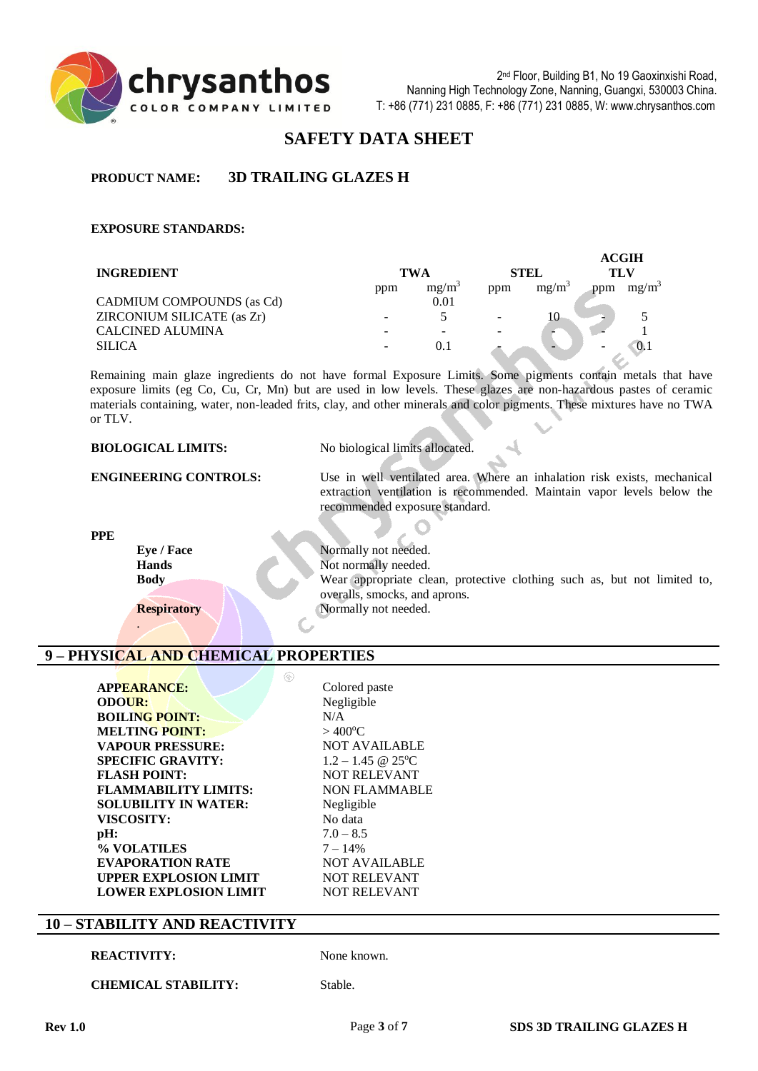# SAFETY DATA SHEET

**PRODUCT NAME:** **3D TRAILING GLAZES H**

**EXPOSURE STANDARDS:**

| INGREDIENT | TWA | | STEL | | ACGIH TLV | |
|---|---|---|---|---|---|---|
| | ppm | $mg/m^3$ | ppm | $mg/m^3$ | ppm | $mg/m^3$ |
| CADMIUM COMPOUNDS (as Cd) | | 0.01 | | | | |
| ZIRCONIUM SILICATE (as Zr) | - | 5 | - | 10 | - | 5 |
| CALCINED ALUMINA | - | - | - | - | - | 1 |
| SILICA | - | 0.1 | - | - | - | 0.1 |

Remaining main glaze ingredients do not have formal Exposure Limits. Some pigments contain metals that have exposure limits (eg Co, Cu, Cr, Mn) but are used in low levels. These glazes are non-hazardous pastes of ceramic materials containing, water, non-leaded frits, clay, and other minerals and color pigments. These mixtures have no TWA or TLV.

**BIOLOGICAL LIMITS:** No biological limits allocated.

**ENGINEERING CONTROLS:** Use in well ventilated area. Where an inhalation risk exists, mechanical extraction ventilation is recommended. Maintain vapor levels below the recommended exposure standard.

**PPE**

- **Eye / Face** Normally not needed.
- **Hands** Not normally needed.
- **Body** Wear appropriate clean, protective clothing such as, but not limited to, overalls, smocks, and aprons.
- **Respiratory** Normally not needed.

## 9 – PHYSICAL AND CHEMICAL PROPERTIES

| | |
|---|---|
| **APPEARANCE:** | Colored paste |
| **ODOUR:** | Negligible |
| **BOILING POINT:** | N/A |
| **MELTING POINT:** | > 400°C |
| **VAPOUR PRESSURE:** | NOT AVAILABLE |
| **SPECIFIC GRAVITY:** | 1.2 – 1.45 @ 25°C |
| **FLASH POINT:** | NOT RELEVANT |
| **FLAMMABILITY LIMITS:** | NON FLAMMABLE |
| **SOLUBILITY IN WATER:** | Negligible |
| **VISCOSITY:** | No data |
| **pH:** | 7.0 – 8.5 |
| **% VOLATILES** | 7 – 14% |
| **EVAPORATION RATE** | NOT AVAILABLE |
| **UPPER EXPLOSION LIMIT** | NOT RELEVANT |
| **LOWER EXPLOSION LIMIT** | NOT RELEVANT |

## 10 – STABILITY AND REACTIVITY

**REACTIVITY:** None known.

**CHEMICAL STABILITY:** Stable.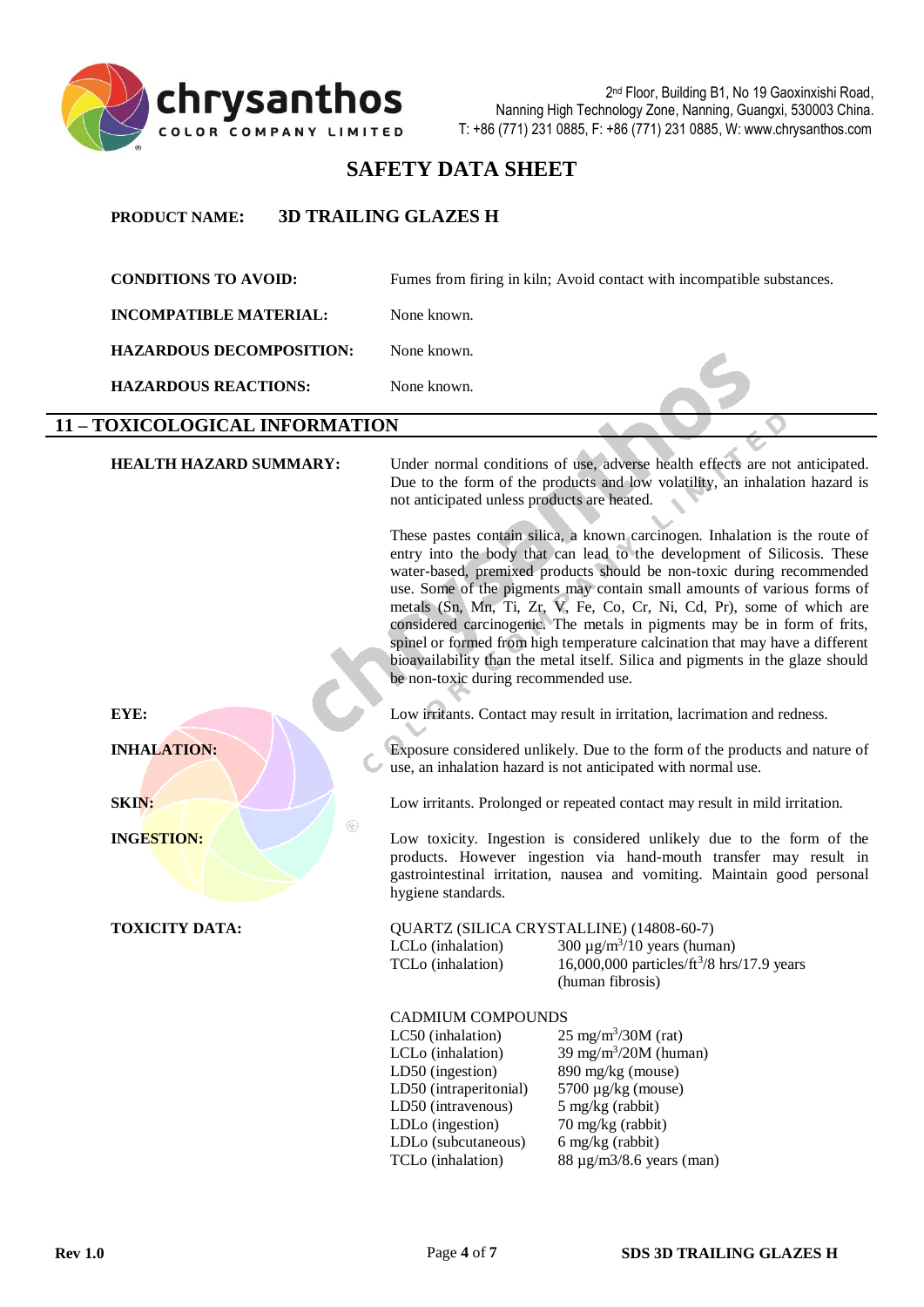# SAFETY DATA SHEET

**PRODUCT NAME:** **3D TRAILING GLAZES H**

| | |
|---|---|
| **CONDITIONS TO AVOID:** | Fumes from firing in kiln; Avoid contact with incompatible substances. |
| **INCOMPATIBLE MATERIAL:** | None known. |
| **HAZARDOUS DECOMPOSITION:** | None known. |
| **HAZARDOUS REACTIONS:** | None known. |

## 11 – TOXICOLOGICAL INFORMATION

**HEALTH HAZARD SUMMARY:**

Under normal conditions of use, adverse health effects are not anticipated. Due to the form of the products and low volatility, an inhalation hazard is not anticipated unless products are heated.

These pastes contain silica, a known carcinogen. Inhalation is the route of entry into the body that can lead to the development of Silicosis. These water-based, premixed products should be non-toxic during recommended use. Some of the pigments may contain small amounts of various forms of metals (Sn, Mn, Ti, Zr, V, Fe, Co, Cr, Ni, Cd, Pr), some of which are considered carcinogenic. The metals in pigments may be in form of frits, spinel or formed from high temperature calcination that may have a different bioavailability than the metal itself. Silica and pigments in the glaze should be non-toxic during recommended use.

**EYE:** Low irritants. Contact may result in irritation, lacrimation and redness.

**INHALATION:** Exposure considered unlikely. Due to the form of the products and nature of use, an inhalation hazard is not anticipated with normal use.

**SKIN:** Low irritants. Prolonged or repeated contact may result in mild irritation.

**INGESTION:** Low toxicity. Ingestion is considered unlikely due to the form of the products. However ingestion via hand-mouth transfer may result in gastrointestinal irritation, nausea and vomiting. Maintain good personal hygiene standards.

**TOXICITY DATA:**

QUARTZ (SILICA CRYSTALLINE) (14808-60-7)

| | |
|---|---|
| LCLo (inhalation) | 300 µg/m$^3$/10 years (human) |
| TCLo (inhalation) | 16,000,000 particles/ft$^3$/8 hrs/17.9 years (human fibrosis) |

CADMIUM COMPOUNDS

| | |
|---|---|
| LC50 (inhalation) | 25 mg/m$^3$/30M (rat) |
| LCLo (inhalation) | 39 mg/m$^3$/20M (human) |
| LD50 (ingestion) | 890 mg/kg (mouse) |
| LD50 (intraperitonial) | 5700 µg/kg (mouse) |
| LD50 (intravenous) | 5 mg/kg (rabbit) |
| LDLo (ingestion) | 70 mg/kg (rabbit) |
| LDLo (subcutaneous) | 6 mg/kg (rabbit) |
| TCLo (inhalation) | 88 µg/m3/8.6 years (man) |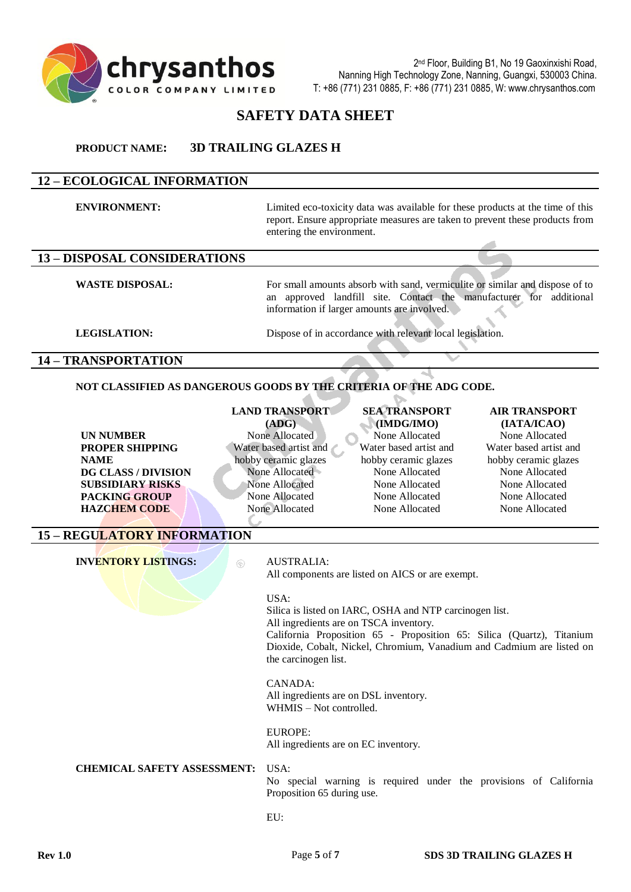# SAFETY DATA SHEET

**PRODUCT NAME:** **3D TRAILING GLAZES H**

## 12 – ECOLOGICAL INFORMATION

**ENVIRONMENT:** Limited eco-toxicity data was available for these products at the time of this report. Ensure appropriate measures are taken to prevent these products from entering the environment.

## 13 – DISPOSAL CONSIDERATIONS

**WASTE DISPOSAL:** For small amounts absorb with sand, vermiculite or similar and dispose of to an approved landfill site. Contact the manufacturer for additional information if larger amounts are involved.

**LEGISLATION:** Dispose of in accordance with relevant local legislation.

## 14 – TRANSPORTATION

**NOT CLASSIFIED AS DANGEROUS GOODS BY THE CRITERIA OF THE ADG CODE.**

| | LAND TRANSPORT (ADG) | SEA TRANSPORT (IMDG/IMO) | AIR TRANSPORT (IATA/ICAO) |
|---|---|---|---|
| **UN NUMBER** | None Allocated | None Allocated | None Allocated |
| **PROPER SHIPPING NAME** | Water based artist and hobby ceramic glazes | Water based artist and hobby ceramic glazes | Water based artist and hobby ceramic glazes |
| **DG CLASS / DIVISION** | None Allocated | None Allocated | None Allocated |
| **SUBSIDIARY RISKS** | None Allocated | None Allocated | None Allocated |
| **PACKING GROUP** | None Allocated | None Allocated | None Allocated |
| **HAZCHEM CODE** | None Allocated | None Allocated | None Allocated |

## 15 – REGULATORY INFORMATION

**INVENTORY LISTINGS:**

AUSTRALIA:
All components are listed on AICS or are exempt.

USA:
Silica is listed on IARC, OSHA and NTP carcinogen list.
All ingredients are on TSCA inventory.
California Proposition 65 - Proposition 65: Silica (Quartz), Titanium Dioxide, Cobalt, Nickel, Chromium, Vanadium and Cadmium are listed on the carcinogen list.

CANADA:
All ingredients are on DSL inventory.
WHMIS – Not controlled.

EUROPE:
All ingredients are on EC inventory.

**CHEMICAL SAFETY ASSESSMENT:**

USA:
No special warning is required under the provisions of California Proposition 65 during use.

EU: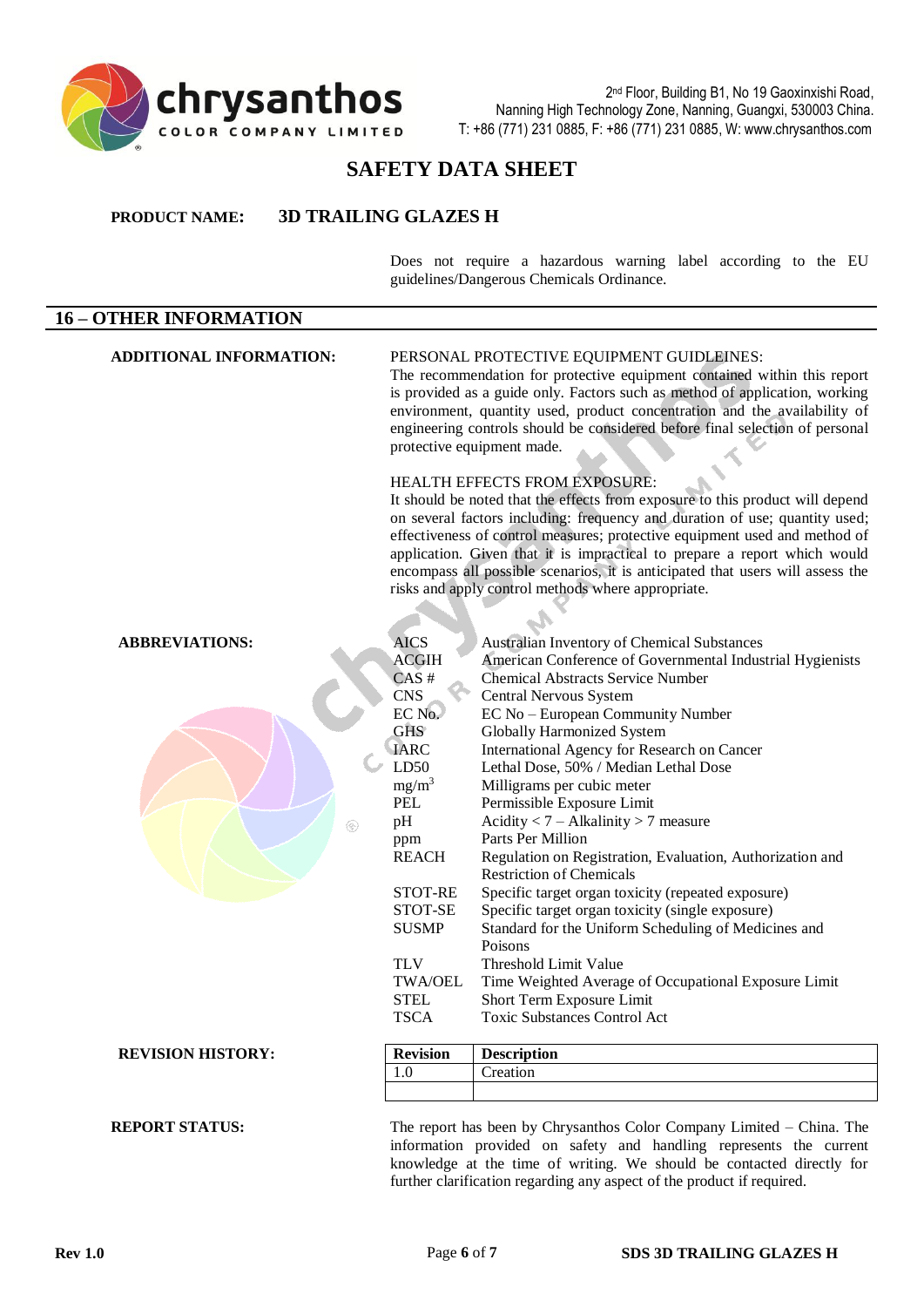## SAFETY DATA SHEET

**PRODUCT NAME:** **3D TRAILING GLAZES H**

Does not require a hazardous warning label according to the EU guidelines/Dangerous Chemicals Ordinance.

## 16 – OTHER INFORMATION

**ADDITIONAL INFORMATION:**

PERSONAL PROTECTIVE EQUIPMENT GUIDELINES:
The recommendation for protective equipment contained within this report is provided as a guide only. Factors such as method of application, working environment, quantity used, product concentration and the availability of engineering controls should be considered before final selection of personal protective equipment made.

HEALTH EFFECTS FROM EXPOSURE:
It should be noted that the effects from exposure to this product will depend on several factors including: frequency and duration of use; quantity used; effectiveness of control measures; protective equipment used and method of application. Given that it is impractical to prepare a report which would encompass all possible scenarios, it is anticipated that users will assess the risks and apply control methods where appropriate.

**ABBREVIATIONS:**

| | |
|---|---|
| AICS | Australian Inventory of Chemical Substances |
| ACGIH | American Conference of Governmental Industrial Hygienists |
| CAS # | Chemical Abstracts Service Number |
| CNS | Central Nervous System |
| EC No. | EC No – European Community Number |
| GHS | Globally Harmonized System |
| IARC | International Agency for Research on Cancer |
| LD50 | Lethal Dose, 50% / Median Lethal Dose |
| $mg/m^3$ | Milligrams per cubic meter |
| PEL | Permissible Exposure Limit |
| pH | Acidity < 7 – Alkalinity > 7 measure |
| ppm | Parts Per Million |
| REACH | Regulation on Registration, Evaluation, Authorization and Restriction of Chemicals |
| STOT-RE | Specific target organ toxicity (repeated exposure) |
| STOT-SE | Specific target organ toxicity (single exposure) |
| SUSMP | Standard for the Uniform Scheduling of Medicines and Poisons |
| TLV | Threshold Limit Value |
| TWA/OEL | Time Weighted Average of Occupational Exposure Limit |
| STEL | Short Term Exposure Limit |
| TSCA | Toxic Substances Control Act |

**REVISION HISTORY:**

| Revision | Description |
|---|---|
| 1.0 | Creation |
| | |

**REPORT STATUS:**

The report has been by Chrysanthos Color Company Limited – China. The information provided on safety and handling represents the current knowledge at the time of writing. We should be contacted directly for further clarification regarding any aspect of the product if required.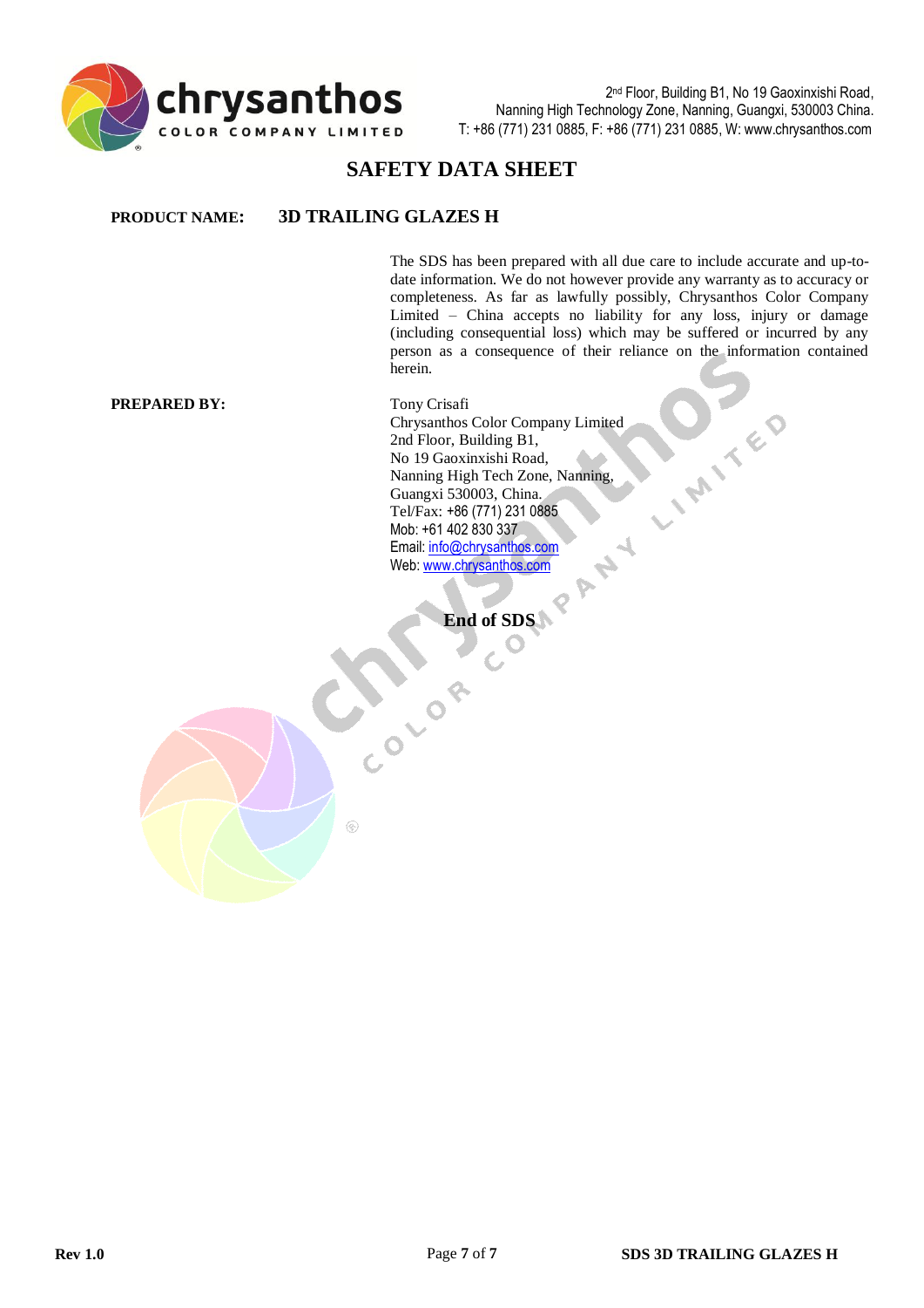2nd Floor, Building B1, No 19 Gaoxinxishi Road,
Nanning High Technology Zone, Nanning, Guangxi, 530003 China.
T: +86 (771) 231 0885, F: +86 (771) 231 0885, W: www.chrysanthos.com

# SAFETY DATA SHEET

**PRODUCT NAME:** **3D TRAILING GLAZES H**

The SDS has been prepared with all due care to include accurate and up-to-date information. We do not however provide any warranty as to accuracy or completeness. As far as lawfully possibly, Chrysanthos Color Company Limited – China accepts no liability for any loss, injury or damage (including consequential loss) which may be suffered or incurred by any person as a consequence of their reliance on the information contained herein.

**PREPARED BY:**

Tony Crisafi
Chrysanthos Color Company Limited
2nd Floor, Building B1,
No 19 Gaoxinxishi Road,
Nanning High Tech Zone, Nanning,
Guangxi 530003, China.
Tel/Fax: +86 (771) 231 0885
Mob: +61 402 830 337
Email: info@chrysanthos.com
Web: www.chrysanthos.com

**End of SDS**